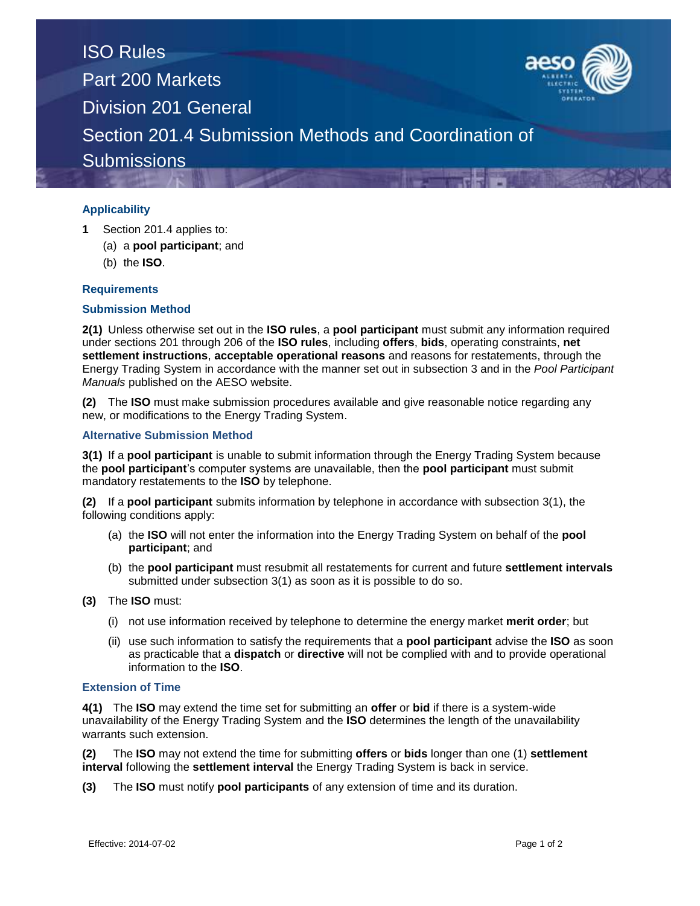# ISO Rules
# Part 200 Markets
# Division 201 General
# Section 201.4 Submission Methods and Coordination of Submissions

## Applicability

**1** Section 201.4 applies to:

(a) a **pool participant**; and

(b) the **ISO**.

## Requirements

### Submission Method

**2(1)** Unless otherwise set out in the **ISO rules**, a **pool participant** must submit any information required under sections 201 through 206 of the **ISO rules**, including **offers**, **bids**, operating constraints, **net settlement instructions**, **acceptable operational reasons** and reasons for restatements, through the Energy Trading System in accordance with the manner set out in subsection 3 and in the *Pool Participant Manuals* published on the AESO website.

**(2)** The **ISO** must make submission procedures available and give reasonable notice regarding any new, or modifications to the Energy Trading System.

### Alternative Submission Method

**3(1)** If a **pool participant** is unable to submit information through the Energy Trading System because the **pool participant**'s computer systems are unavailable, then the **pool participant** must submit mandatory restatements to the **ISO** by telephone.

**(2)** If a **pool participant** submits information by telephone in accordance with subsection 3(1), the following conditions apply:

(a) the **ISO** will not enter the information into the Energy Trading System on behalf of the **pool participant**; and

(b) the **pool participant** must resubmit all restatements for current and future **settlement intervals** submitted under subsection 3(1) as soon as it is possible to do so.

**(3)** The **ISO** must:

(i) not use information received by telephone to determine the energy market **merit order**; but

(ii) use such information to satisfy the requirements that a **pool participant** advise the **ISO** as soon as practicable that a **dispatch** or **directive** will not be complied with and to provide operational information to the **ISO**.

### Extension of Time

**4(1)** The **ISO** may extend the time set for submitting an **offer** or **bid** if there is a system-wide unavailability of the Energy Trading System and the **ISO** determines the length of the unavailability warrants such extension.

**(2)** The **ISO** may not extend the time for submitting **offers** or **bids** longer than one (1) **settlement interval** following the **settlement interval** the Energy Trading System is back in service.

**(3)** The **ISO** must notify **pool participants** of any extension of time and its duration.

Effective: 2014-07-02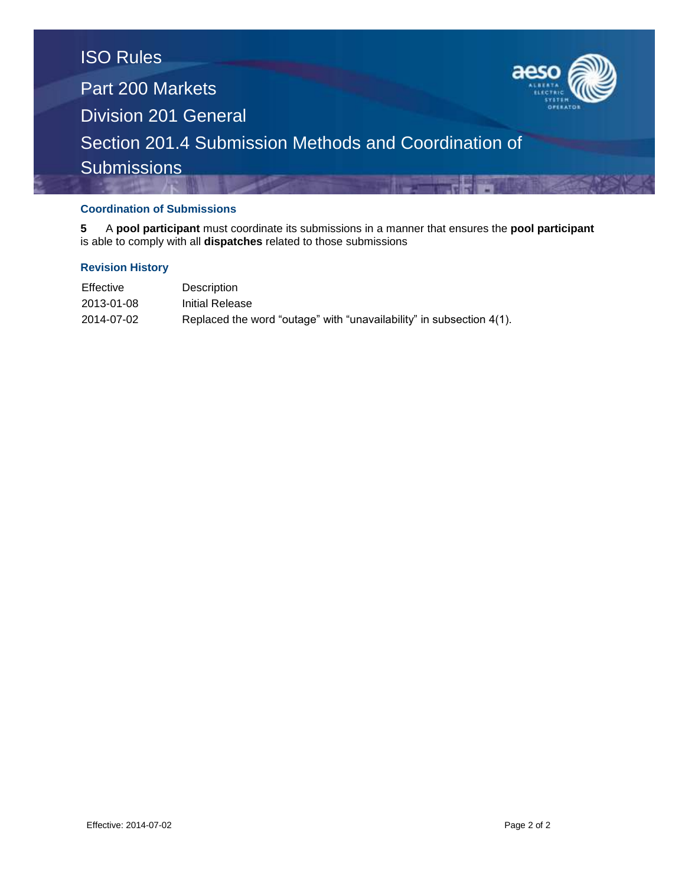## Coordination of Submissions

**5** A **pool participant** must coordinate its submissions in a manner that ensures the **pool participant** is able to comply with all **dispatches** related to those submissions

## Revision History

| Effective | Description |
|---|---|
| 2013-01-08 | Initial Release |
| 2014-07-02 | Replaced the word "outage" with "unavailability" in subsection 4(1). |